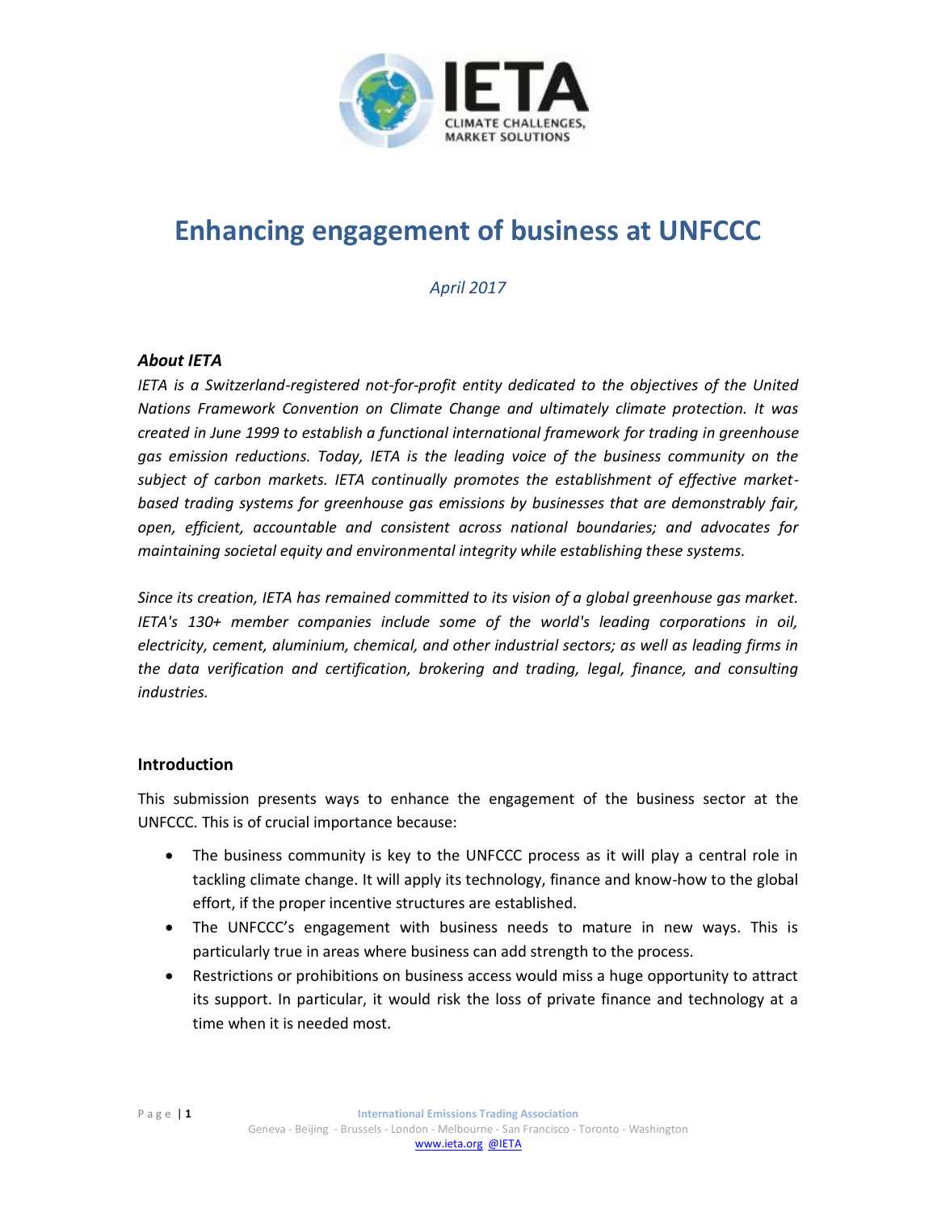# Enhancing engagement of business at UNFCCC

*April 2017*

### *About IETA*

*IETA is a Switzerland-registered not-for-profit entity dedicated to the objectives of the United Nations Framework Convention on Climate Change and ultimately climate protection. It was created in June 1999 to establish a functional international framework for trading in greenhouse gas emission reductions. Today, IETA is the leading voice of the business community on the subject of carbon markets. IETA continually promotes the establishment of effective market-based trading systems for greenhouse gas emissions by businesses that are demonstrably fair, open, efficient, accountable and consistent across national boundaries; and advocates for maintaining societal equity and environmental integrity while establishing these systems.*

*Since its creation, IETA has remained committed to its vision of a global greenhouse gas market. IETA's 130+ member companies include some of the world's leading corporations in oil, electricity, cement, aluminium, chemical, and other industrial sectors; as well as leading firms in the data verification and certification, brokering and trading, legal, finance, and consulting industries.*

### Introduction

This submission presents ways to enhance the engagement of the business sector at the UNFCCC. This is of crucial importance because:

- The business community is key to the UNFCCC process as it will play a central role in tackling climate change. It will apply its technology, finance and know-how to the global effort, if the proper incentive structures are established.
- The UNFCCC's engagement with business needs to mature in new ways. This is particularly true in areas where business can add strength to the process.
- Restrictions or prohibitions on business access would miss a huge opportunity to attract its support. In particular, it would risk the loss of private finance and technology at a time when it is needed most.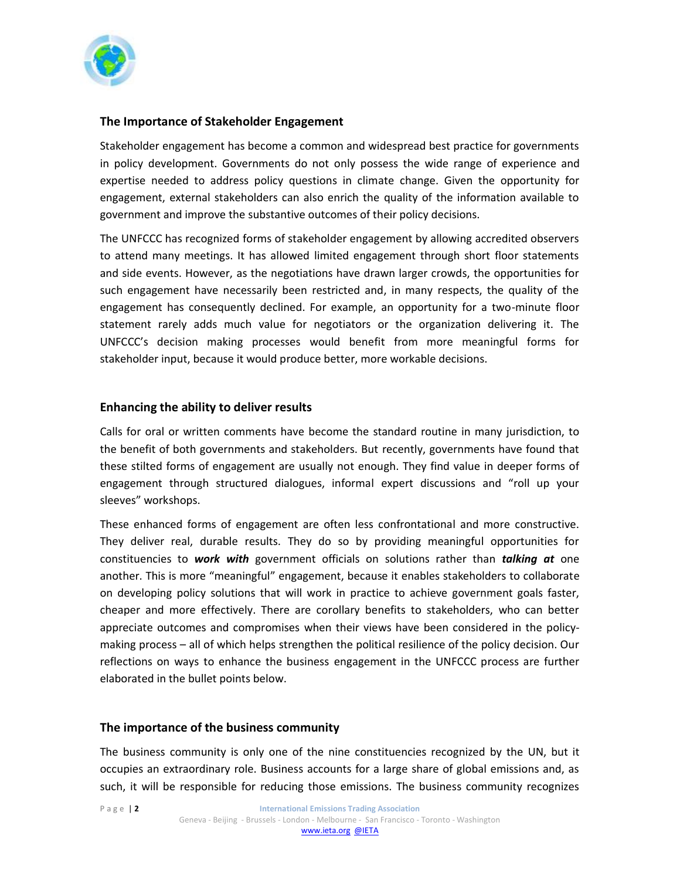## The Importance of Stakeholder Engagement

Stakeholder engagement has become a common and widespread best practice for governments in policy development. Governments do not only possess the wide range of experience and expertise needed to address policy questions in climate change. Given the opportunity for engagement, external stakeholders can also enrich the quality of the information available to government and improve the substantive outcomes of their policy decisions.

The UNFCCC has recognized forms of stakeholder engagement by allowing accredited observers to attend many meetings. It has allowed limited engagement through short floor statements and side events. However, as the negotiations have drawn larger crowds, the opportunities for such engagement have necessarily been restricted and, in many respects, the quality of the engagement has consequently declined. For example, an opportunity for a two-minute floor statement rarely adds much value for negotiators or the organization delivering it. The UNFCCC's decision making processes would benefit from more meaningful forms for stakeholder input, because it would produce better, more workable decisions.

## Enhancing the ability to deliver results

Calls for oral or written comments have become the standard routine in many jurisdiction, to the benefit of both governments and stakeholders. But recently, governments have found that these stilted forms of engagement are usually not enough. They find value in deeper forms of engagement through structured dialogues, informal expert discussions and "roll up your sleeves" workshops.

These enhanced forms of engagement are often less confrontational and more constructive. They deliver real, durable results. They do so by providing meaningful opportunities for constituencies to ***work with*** government officials on solutions rather than ***talking at*** one another. This is more "meaningful" engagement, because it enables stakeholders to collaborate on developing policy solutions that will work in practice to achieve government goals faster, cheaper and more effectively. There are corollary benefits to stakeholders, who can better appreciate outcomes and compromises when their views have been considered in the policy-making process – all of which helps strengthen the political resilience of the policy decision. Our reflections on ways to enhance the business engagement in the UNFCCC process are further elaborated in the bullet points below.

## The importance of the business community

The business community is only one of the nine constituencies recognized by the UN, but it occupies an extraordinary role. Business accounts for a large share of global emissions and, as such, it will be responsible for reducing those emissions. The business community recognizes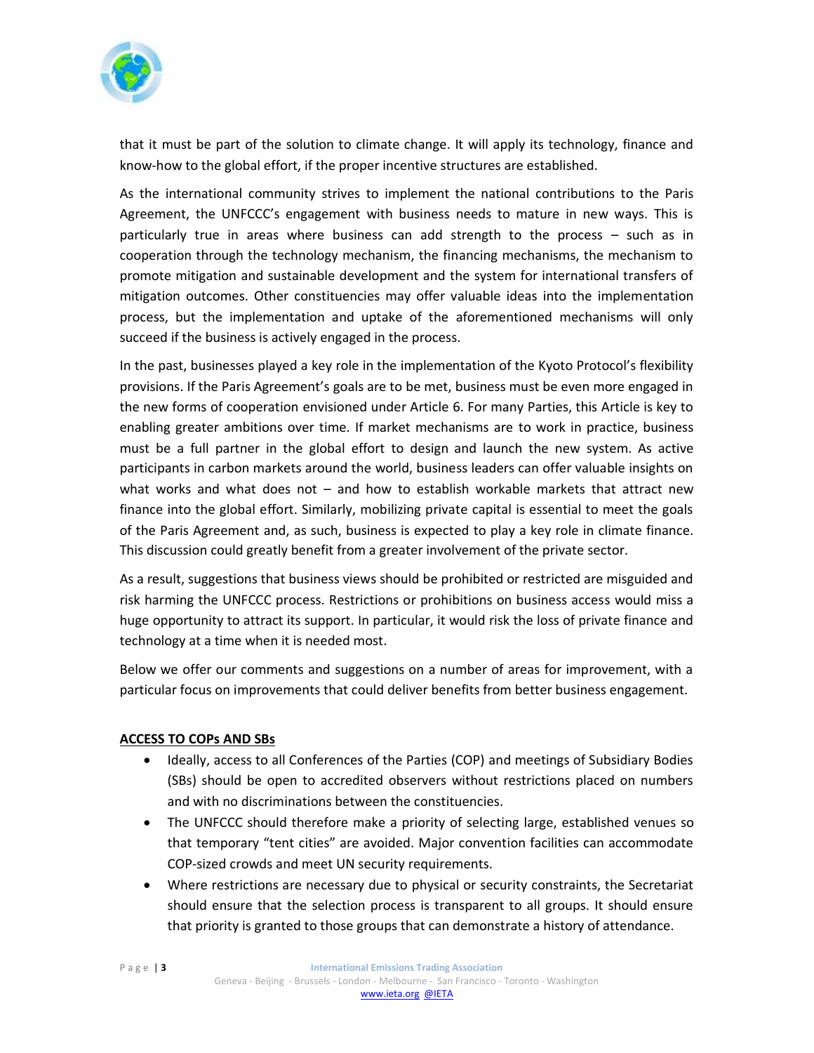that it must be part of the solution to climate change. It will apply its technology, finance and know-how to the global effort, if the proper incentive structures are established.

As the international community strives to implement the national contributions to the Paris Agreement, the UNFCCC's engagement with business needs to mature in new ways. This is particularly true in areas where business can add strength to the process – such as in cooperation through the technology mechanism, the financing mechanisms, the mechanism to promote mitigation and sustainable development and the system for international transfers of mitigation outcomes. Other constituencies may offer valuable ideas into the implementation process, but the implementation and uptake of the aforementioned mechanisms will only succeed if the business is actively engaged in the process.

In the past, businesses played a key role in the implementation of the Kyoto Protocol's flexibility provisions. If the Paris Agreement's goals are to be met, business must be even more engaged in the new forms of cooperation envisioned under Article 6. For many Parties, this Article is key to enabling greater ambitions over time. If market mechanisms are to work in practice, business must be a full partner in the global effort to design and launch the new system. As active participants in carbon markets around the world, business leaders can offer valuable insights on what works and what does not – and how to establish workable markets that attract new finance into the global effort. Similarly, mobilizing private capital is essential to meet the goals of the Paris Agreement and, as such, business is expected to play a key role in climate finance. This discussion could greatly benefit from a greater involvement of the private sector.

As a result, suggestions that business views should be prohibited or restricted are misguided and risk harming the UNFCCC process. Restrictions or prohibitions on business access would miss a huge opportunity to attract its support. In particular, it would risk the loss of private finance and technology at a time when it is needed most.

Below we offer our comments and suggestions on a number of areas for improvement, with a particular focus on improvements that could deliver benefits from better business engagement.

**ACCESS TO COPs AND SBs**

- Ideally, access to all Conferences of the Parties (COP) and meetings of Subsidiary Bodies (SBs) should be open to accredited observers without restrictions placed on numbers and with no discriminations between the constituencies.
- The UNFCCC should therefore make a priority of selecting large, established venues so that temporary "tent cities" are avoided. Major convention facilities can accommodate COP-sized crowds and meet UN security requirements.
- Where restrictions are necessary due to physical or security constraints, the Secretariat should ensure that the selection process is transparent to all groups. It should ensure that priority is granted to those groups that can demonstrate a history of attendance.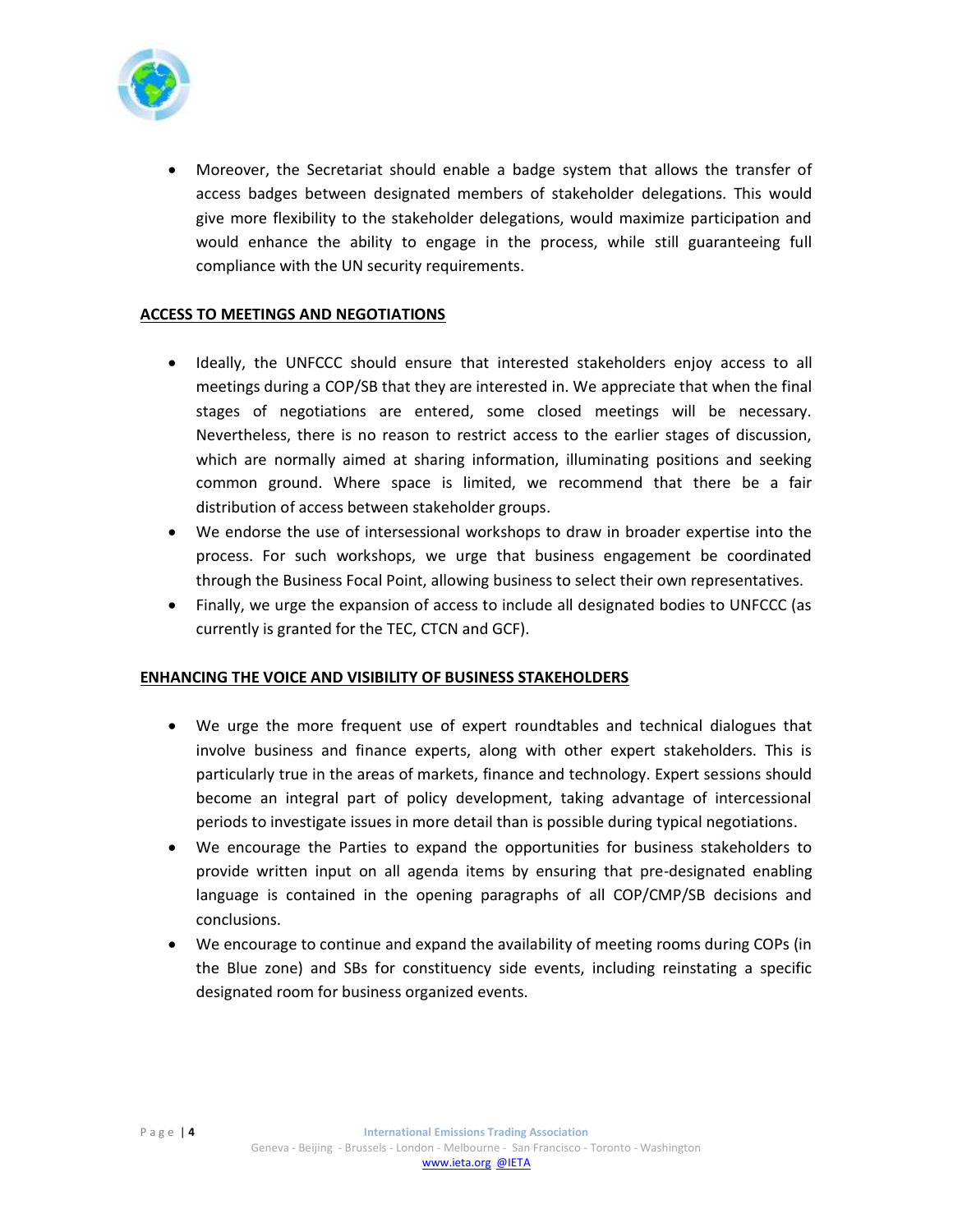- Moreover, the Secretariat should enable a badge system that allows the transfer of access badges between designated members of stakeholder delegations. This would give more flexibility to the stakeholder delegations, would maximize participation and would enhance the ability to engage in the process, while still guaranteeing full compliance with the UN security requirements.

## ACCESS TO MEETINGS AND NEGOTIATIONS

- Ideally, the UNFCCC should ensure that interested stakeholders enjoy access to all meetings during a COP/SB that they are interested in. We appreciate that when the final stages of negotiations are entered, some closed meetings will be necessary. Nevertheless, there is no reason to restrict access to the earlier stages of discussion, which are normally aimed at sharing information, illuminating positions and seeking common ground. Where space is limited, we recommend that there be a fair distribution of access between stakeholder groups.
- We endorse the use of intersessional workshops to draw in broader expertise into the process. For such workshops, we urge that business engagement be coordinated through the Business Focal Point, allowing business to select their own representatives.
- Finally, we urge the expansion of access to include all designated bodies to UNFCCC (as currently is granted for the TEC, CTCN and GCF).

## ENHANCING THE VOICE AND VISIBILITY OF BUSINESS STAKEHOLDERS

- We urge the more frequent use of expert roundtables and technical dialogues that involve business and finance experts, along with other expert stakeholders. This is particularly true in the areas of markets, finance and technology. Expert sessions should become an integral part of policy development, taking advantage of intercessional periods to investigate issues in more detail than is possible during typical negotiations.
- We encourage the Parties to expand the opportunities for business stakeholders to provide written input on all agenda items by ensuring that pre-designated enabling language is contained in the opening paragraphs of all COP/CMP/SB decisions and conclusions.
- We encourage to continue and expand the availability of meeting rooms during COPs (in the Blue zone) and SBs for constituency side events, including reinstating a specific designated room for business organized events.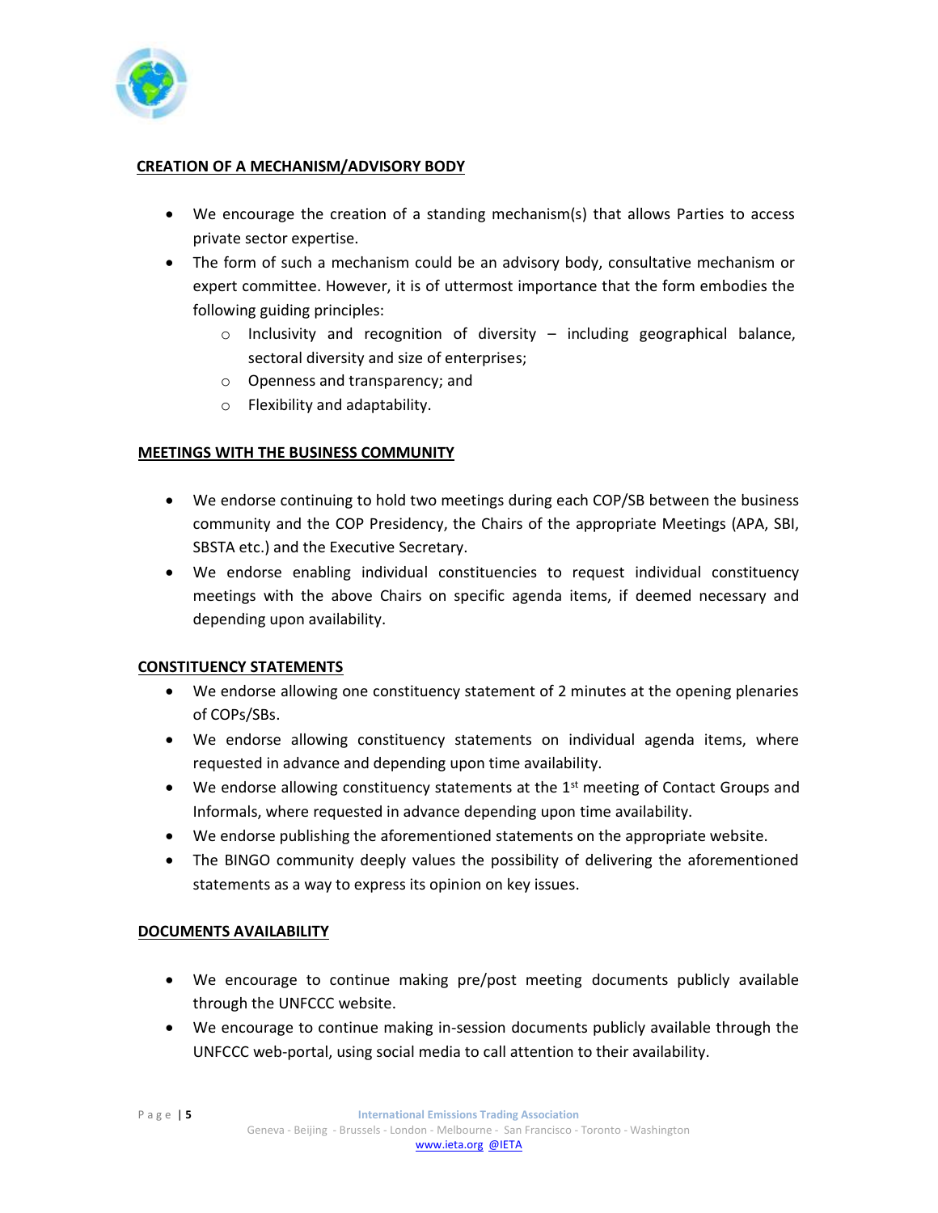## CREATION OF A MECHANISM/ADVISORY BODY

- We encourage the creation of a standing mechanism(s) that allows Parties to access private sector expertise.
- The form of such a mechanism could be an advisory body, consultative mechanism or expert committee. However, it is of uttermost importance that the form embodies the following guiding principles:
  - Inclusivity and recognition of diversity – including geographical balance, sectoral diversity and size of enterprises;
  - Openness and transparency; and
  - Flexibility and adaptability.

## MEETINGS WITH THE BUSINESS COMMUNITY

- We endorse continuing to hold two meetings during each COP/SB between the business community and the COP Presidency, the Chairs of the appropriate Meetings (APA, SBI, SBSTA etc.) and the Executive Secretary.
- We endorse enabling individual constituencies to request individual constituency meetings with the above Chairs on specific agenda items, if deemed necessary and depending upon availability.

## CONSTITUENCY STATEMENTS

- We endorse allowing one constituency statement of 2 minutes at the opening plenaries of COPs/SBs.
- We endorse allowing constituency statements on individual agenda items, where requested in advance and depending upon time availability.
- We endorse allowing constituency statements at the 1st meeting of Contact Groups and Informals, where requested in advance depending upon time availability.
- We endorse publishing the aforementioned statements on the appropriate website.
- The BINGO community deeply values the possibility of delivering the aforementioned statements as a way to express its opinion on key issues.

## DOCUMENTS AVAILABILITY

- We encourage to continue making pre/post meeting documents publicly available through the UNFCCC website.
- We encourage to continue making in-session documents publicly available through the UNFCCC web-portal, using social media to call attention to their availability.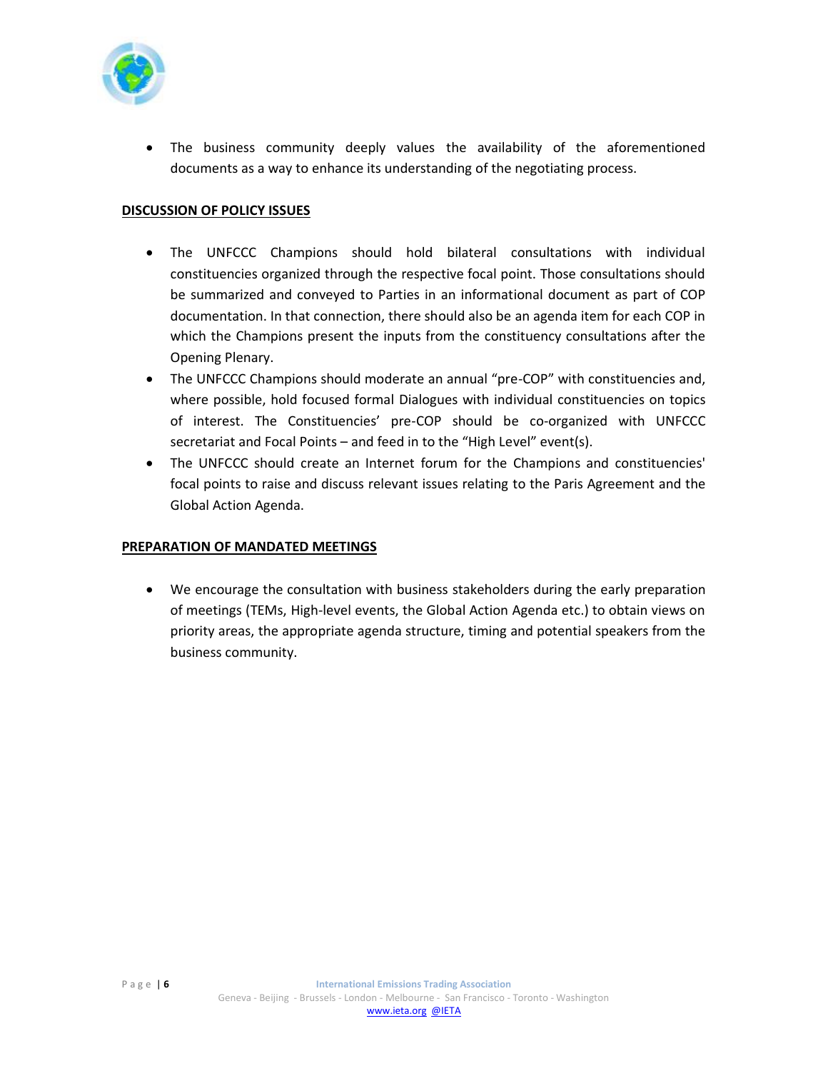- The business community deeply values the availability of the aforementioned documents as a way to enhance its understanding of the negotiating process.

**DISCUSSION OF POLICY ISSUES**

- The UNFCCC Champions should hold bilateral consultations with individual constituencies organized through the respective focal point. Those consultations should be summarized and conveyed to Parties in an informational document as part of COP documentation. In that connection, there should also be an agenda item for each COP in which the Champions present the inputs from the constituency consultations after the Opening Plenary.
- The UNFCCC Champions should moderate an annual "pre-COP" with constituencies and, where possible, hold focused formal Dialogues with individual constituencies on topics of interest. The Constituencies' pre-COP should be co-organized with UNFCCC secretariat and Focal Points – and feed in to the "High Level" event(s).
- The UNFCCC should create an Internet forum for the Champions and constituencies' focal points to raise and discuss relevant issues relating to the Paris Agreement and the Global Action Agenda.

**PREPARATION OF MANDATED MEETINGS**

- We encourage the consultation with business stakeholders during the early preparation of meetings (TEMs, High-level events, the Global Action Agenda etc.) to obtain views on priority areas, the appropriate agenda structure, timing and potential speakers from the business community.